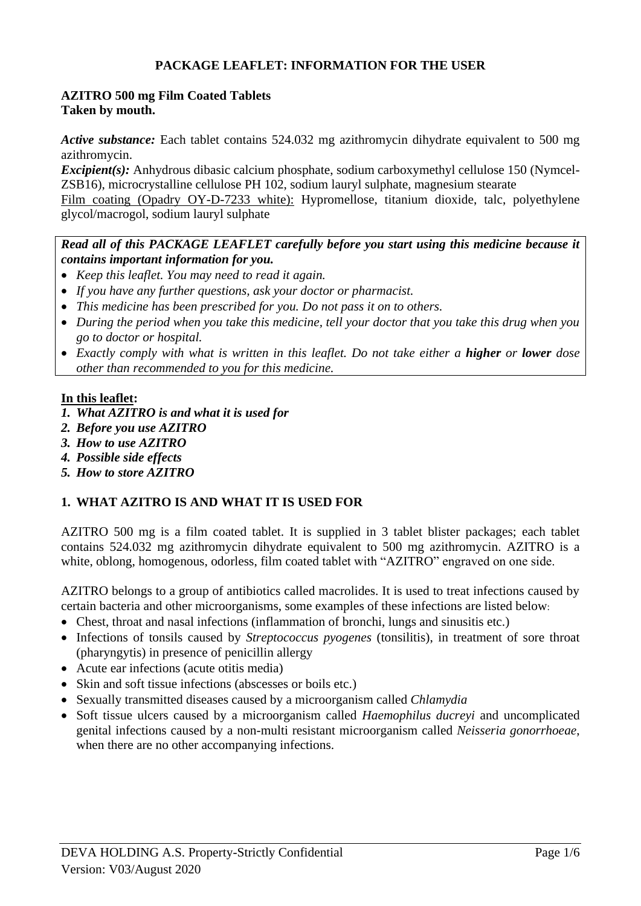# PACKAGE LEAFLET: INFORMATION FOR THE USER

**AZITRO 500 mg Film Coated Tablets**
**Taken by mouth.**

***Active substance:*** Each tablet contains 524.032 mg azithromycin dihydrate equivalent to 500 mg azithromycin.
***Excipient(s):*** Anhydrous dibasic calcium phosphate, sodium carboxymethyl cellulose 150 (Nymcel-ZSB16), microcrystalline cellulose PH 102, sodium lauryl sulphate, magnesium stearate
Film coating (Opadry OY-D-7233 white): Hypromellose, titanium dioxide, talc, polyethylene glycol/macrogol, sodium lauryl sulphate

***Read all of this PACKAGE LEAFLET carefully before you start using this medicine because it contains important information for you.***

- *Keep this leaflet. You may need to read it again.*
- *If you have any further questions, ask your doctor or pharmacist.*
- *This medicine has been prescribed for you. Do not pass it on to others.*
- *During the period when you take this medicine, tell your doctor that you take this drug when you go to doctor or hospital.*
- *Exactly comply with what is written in this leaflet. Do not take either a **higher** or **lower** dose other than recommended to you for this medicine.*

**In this leaflet:**

1. ***What AZITRO is and what it is used for***
2. ***Before you use AZITRO***
3. ***How to use AZITRO***
4. ***Possible side effects***
5. ***How to store AZITRO***

## 1. WHAT AZITRO IS AND WHAT IT IS USED FOR

AZITRO 500 mg is a film coated tablet. It is supplied in 3 tablet blister packages; each tablet contains 524.032 mg azithromycin dihydrate equivalent to 500 mg azithromycin. AZITRO is a white, oblong, homogenous, odorless, film coated tablet with "AZITRO" engraved on one side.

AZITRO belongs to a group of antibiotics called macrolides. It is used to treat infections caused by certain bacteria and other microorganisms, some examples of these infections are listed below:

- Chest, throat and nasal infections (inflammation of bronchi, lungs and sinusitis etc.)
- Infections of tonsils caused by *Streptococcus pyogenes* (tonsilitis), in treatment of sore throat (pharyngytis) in presence of penicillin allergy
- Acute ear infections (acute otitis media)
- Skin and soft tissue infections (abscesses or boils etc.)
- Sexually transmitted diseases caused by a microorganism called *Chlamydia*
- Soft tissue ulcers caused by a microorganism called *Haemophilus ducreyi* and uncomplicated genital infections caused by a non-multi resistant microorganism called *Neisseria gonorrhoeae*, when there are no other accompanying infections.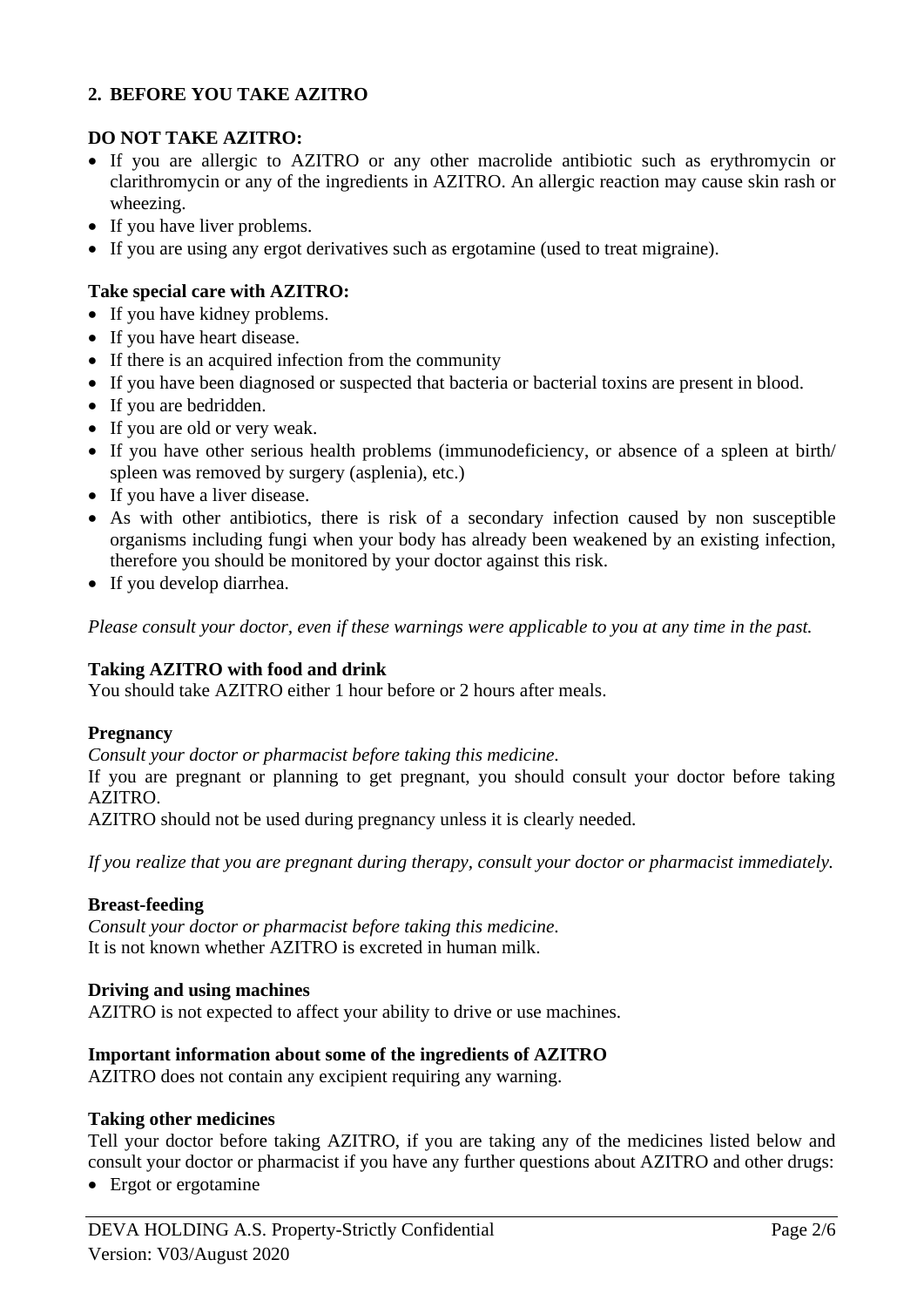## 2. BEFORE YOU TAKE AZITRO

**DO NOT TAKE AZITRO:**

- If you are allergic to AZITRO or any other macrolide antibiotic such as erythromycin or clarithromycin or any of the ingredients in AZITRO. An allergic reaction may cause skin rash or wheezing.
- If you have liver problems.
- If you are using any ergot derivatives such as ergotamine (used to treat migraine).

**Take special care with AZITRO:**

- If you have kidney problems.
- If you have heart disease.
- If there is an acquired infection from the community
- If you have been diagnosed or suspected that bacteria or bacterial toxins are present in blood.
- If you are bedridden.
- If you are old or very weak.
- If you have other serious health problems (immunodeficiency, or absence of a spleen at birth/ spleen was removed by surgery (asplenia), etc.)
- If you have a liver disease.
- As with other antibiotics, there is risk of a secondary infection caused by non susceptible organisms including fungi when your body has already been weakened by an existing infection, therefore you should be monitored by your doctor against this risk.
- If you develop diarrhea.

*Please consult your doctor, even if these warnings were applicable to you at any time in the past.*

**Taking AZITRO with food and drink**

You should take AZITRO either 1 hour before or 2 hours after meals.

**Pregnancy**

*Consult your doctor or pharmacist before taking this medicine.*

If you are pregnant or planning to get pregnant, you should consult your doctor before taking AZITRO.

AZITRO should not be used during pregnancy unless it is clearly needed.

*If you realize that you are pregnant during therapy, consult your doctor or pharmacist immediately.*

**Breast-feeding**

*Consult your doctor or pharmacist before taking this medicine.*

It is not known whether AZITRO is excreted in human milk.

**Driving and using machines**

AZITRO is not expected to affect your ability to drive or use machines.

**Important information about some of the ingredients of AZITRO**

AZITRO does not contain any excipient requiring any warning.

**Taking other medicines**

Tell your doctor before taking AZITRO, if you are taking any of the medicines listed below and consult your doctor or pharmacist if you have any further questions about AZITRO and other drugs:

- Ergot or ergotamine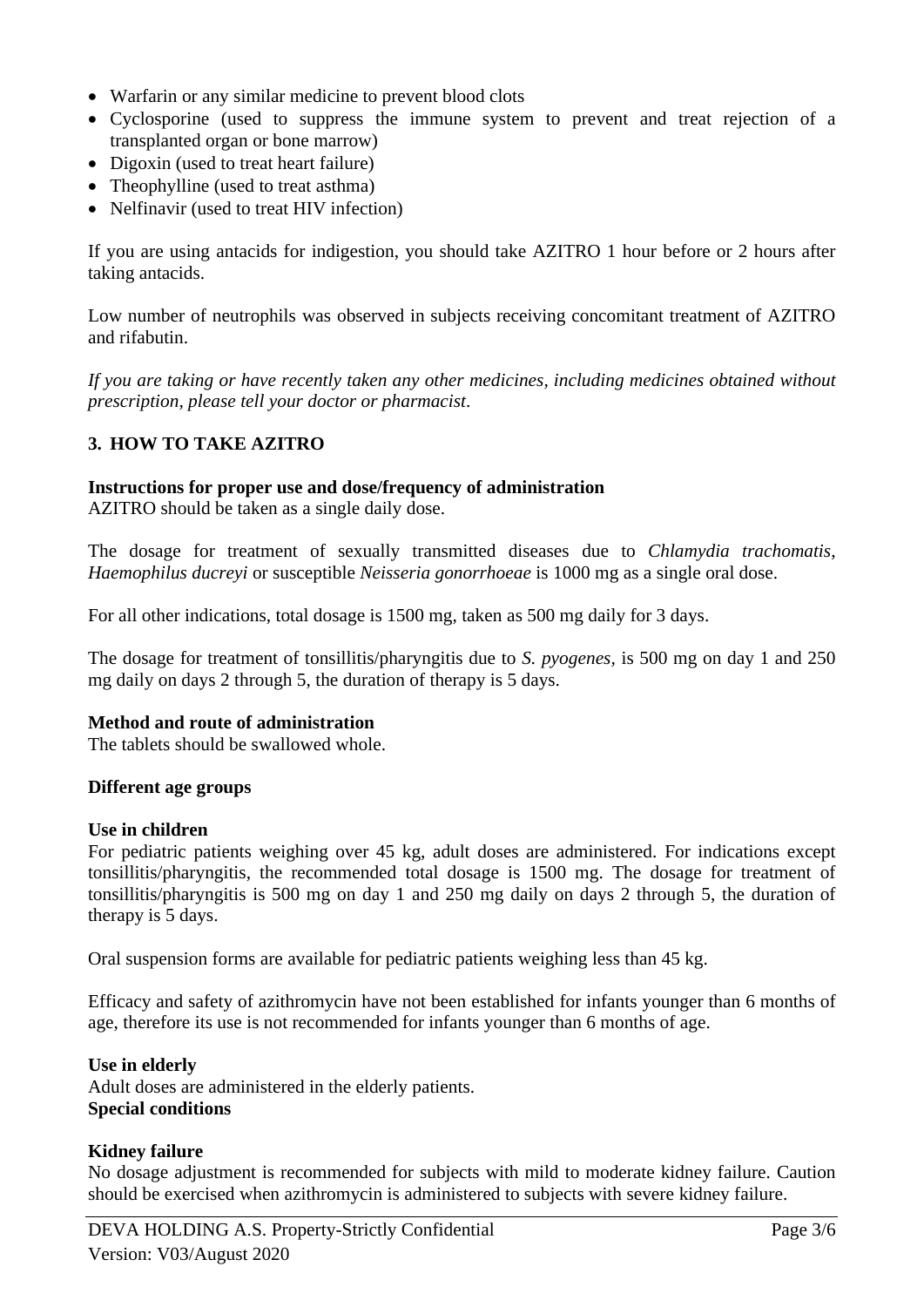- Warfarin or any similar medicine to prevent blood clots
- Cyclosporine (used to suppress the immune system to prevent and treat rejection of a transplanted organ or bone marrow)
- Digoxin (used to treat heart failure)
- Theophylline (used to treat asthma)
- Nelfinavir (used to treat HIV infection)

If you are using antacids for indigestion, you should take AZITRO 1 hour before or 2 hours after taking antacids.

Low number of neutrophils was observed in subjects receiving concomitant treatment of AZITRO and rifabutin.

*If you are taking or have recently taken any other medicines, including medicines obtained without prescription, please tell your doctor or pharmacist.*

## 3. HOW TO TAKE AZITRO

**Instructions for proper use and dose/frequency of administration**
AZITRO should be taken as a single daily dose.

The dosage for treatment of sexually transmitted diseases due to *Chlamydia trachomatis*, *Haemophilus ducreyi* or susceptible *Neisseria gonorrhoeae* is 1000 mg as a single oral dose.

For all other indications, total dosage is 1500 mg, taken as 500 mg daily for 3 days.

The dosage for treatment of tonsillitis/pharyngitis due to *S. pyogenes,* is 500 mg on day 1 and 250 mg daily on days 2 through 5, the duration of therapy is 5 days.

**Method and route of administration**
The tablets should be swallowed whole.

**Different age groups**

**Use in children**
For pediatric patients weighing over 45 kg, adult doses are administered. For indications except tonsillitis/pharyngitis, the recommended total dosage is 1500 mg. The dosage for treatment of tonsillitis/pharyngitis is 500 mg on day 1 and 250 mg daily on days 2 through 5, the duration of therapy is 5 days.

Oral suspension forms are available for pediatric patients weighing less than 45 kg.

Efficacy and safety of azithromycin have not been established for infants younger than 6 months of age, therefore its use is not recommended for infants younger than 6 months of age.

**Use in elderly**
Adult doses are administered in the elderly patients.

**Special conditions**

**Kidney failure**
No dosage adjustment is recommended for subjects with mild to moderate kidney failure. Caution should be exercised when azithromycin is administered to subjects with severe kidney failure.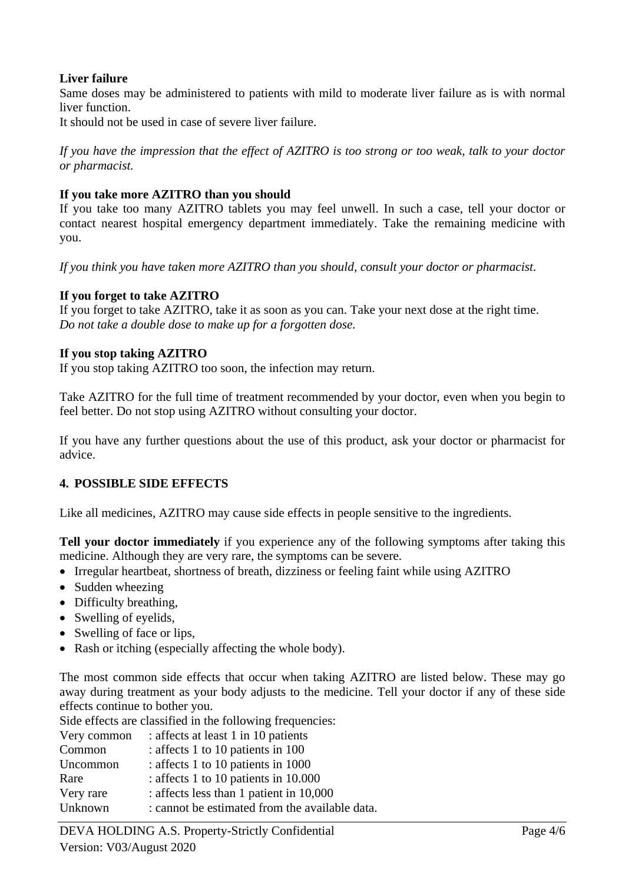**Liver failure**

Same doses may be administered to patients with mild to moderate liver failure as is with normal liver function.

It should not be used in case of severe liver failure.

*If you have the impression that the effect of AZITRO is too strong or too weak, talk to your doctor or pharmacist.*

**If you take more AZITRO than you should**

If you take too many AZITRO tablets you may feel unwell. In such a case, tell your doctor or contact nearest hospital emergency department immediately. Take the remaining medicine with you.

*If you think you have taken more AZITRO than you should, consult your doctor or pharmacist.*

**If you forget to take AZITRO**

If you forget to take AZITRO, take it as soon as you can. Take your next dose at the right time.

*Do not take a double dose to make up for a forgotten dose.*

**If you stop taking AZITRO**

If you stop taking AZITRO too soon, the infection may return.

Take AZITRO for the full time of treatment recommended by your doctor, even when you begin to feel better. Do not stop using AZITRO without consulting your doctor.

If you have any further questions about the use of this product, ask your doctor or pharmacist for advice.

## 4. POSSIBLE SIDE EFFECTS

Like all medicines, AZITRO may cause side effects in people sensitive to the ingredients.

**Tell your doctor immediately** if you experience any of the following symptoms after taking this medicine. Although they are very rare, the symptoms can be severe.

- Irregular heartbeat, shortness of breath, dizziness or feeling faint while using AZITRO
- Sudden wheezing
- Difficulty breathing,
- Swelling of eyelids,
- Swelling of face or lips,
- Rash or itching (especially affecting the whole body).

The most common side effects that occur when taking AZITRO are listed below. These may go away during treatment as your body adjusts to the medicine. Tell your doctor if any of these side effects continue to bother you.

Side effects are classified in the following frequencies:

| | |
|---|---|
| Very common | : affects at least 1 in 10 patients |
| Common | : affects 1 to 10 patients in 100 |
| Uncommon | : affects 1 to 10 patients in 1000 |
| Rare | : affects 1 to 10 patients in 10.000 |
| Very rare | : affects less than 1 patient in 10,000 |
| Unknown | : cannot be estimated from the available data. |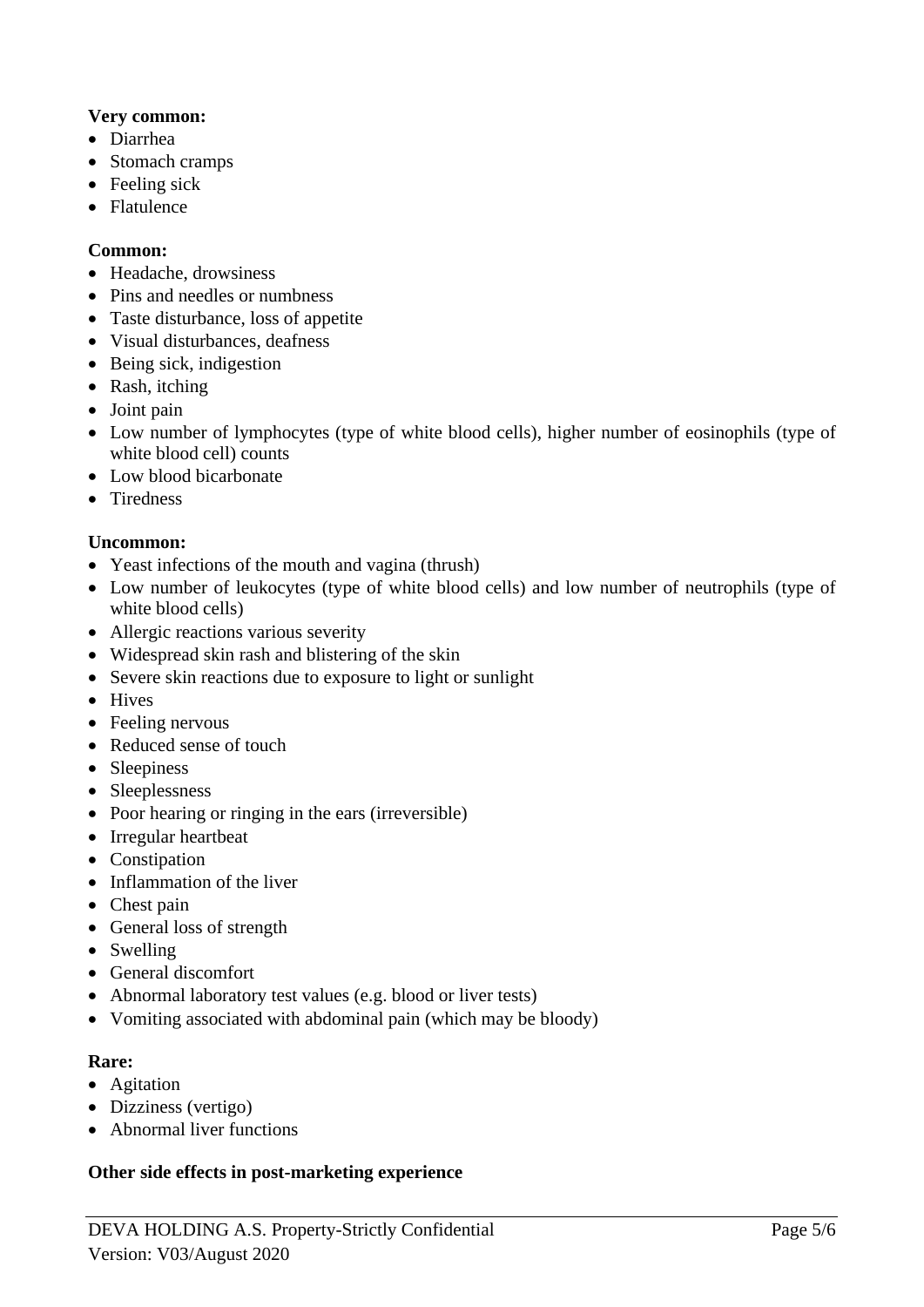**Very common:**

- Diarrhea
- Stomach cramps
- Feeling sick
- Flatulence

**Common:**

- Headache, drowsiness
- Pins and needles or numbness
- Taste disturbance, loss of appetite
- Visual disturbances, deafness
- Being sick, indigestion
- Rash, itching
- Joint pain
- Low number of lymphocytes (type of white blood cells), higher number of eosinophils (type of white blood cell) counts
- Low blood bicarbonate
- Tiredness

**Uncommon:**

- Yeast infections of the mouth and vagina (thrush)
- Low number of leukocytes (type of white blood cells) and low number of neutrophils (type of white blood cells)
- Allergic reactions various severity
- Widespread skin rash and blistering of the skin
- Severe skin reactions due to exposure to light or sunlight
- Hives
- Feeling nervous
- Reduced sense of touch
- Sleepiness
- Sleeplessness
- Poor hearing or ringing in the ears (irreversible)
- Irregular heartbeat
- Constipation
- Inflammation of the liver
- Chest pain
- General loss of strength
- Swelling
- General discomfort
- Abnormal laboratory test values (e.g. blood or liver tests)
- Vomiting associated with abdominal pain (which may be bloody)

**Rare:**

- Agitation
- Dizziness (vertigo)
- Abnormal liver functions

**Other side effects in post-marketing experience**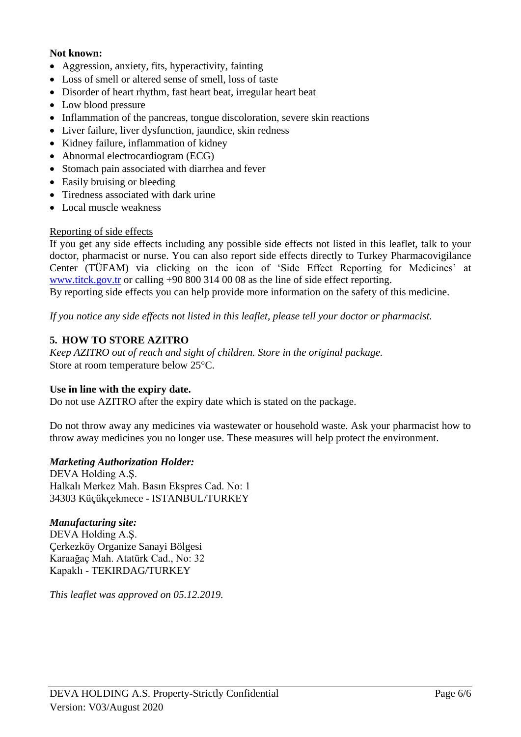**Not known:**

- Aggression, anxiety, fits, hyperactivity, fainting
- Loss of smell or altered sense of smell, loss of taste
- Disorder of heart rhythm, fast heart beat, irregular heart beat
- Low blood pressure
- Inflammation of the pancreas, tongue discoloration, severe skin reactions
- Liver failure, liver dysfunction, jaundice, skin redness
- Kidney failure, inflammation of kidney
- Abnormal electrocardiogram (ECG)
- Stomach pain associated with diarrhea and fever
- Easily bruising or bleeding
- Tiredness associated with dark urine
- Local muscle weakness

Reporting of side effects

If you get any side effects including any possible side effects not listed in this leaflet, talk to your doctor, pharmacist or nurse. You can also report side effects directly to Turkey Pharmacovigilance Center (TÜFAM) via clicking on the icon of 'Side Effect Reporting for Medicines' at www.titck.gov.tr or calling +90 800 314 00 08 as the line of side effect reporting.

By reporting side effects you can help provide more information on the safety of this medicine.

*If you notice any side effects not listed in this leaflet, please tell your doctor or pharmacist.*

## 5. HOW TO STORE AZITRO

*Keep AZITRO out of reach and sight of children. Store in the original package.*

Store at room temperature below 25°C.

**Use in line with the expiry date.**

Do not use AZITRO after the expiry date which is stated on the package.

Do not throw away any medicines via wastewater or household waste. Ask your pharmacist how to throw away medicines you no longer use. These measures will help protect the environment.

***Marketing Authorization Holder:***

DEVA Holding A.Ş.
Halkalı Merkez Mah. Basın Ekspres Cad. No: 1
34303 Küçükçekmece - ISTANBUL/TURKEY

***Manufacturing site:***

DEVA Holding A.Ş.
Çerkezköy Organize Sanayi Bölgesi
Karaağaç Mah. Atatürk Cad., No: 32
Kapaklı - TEKIRDAG/TURKEY

*This leaflet was approved on 05.12.2019.*